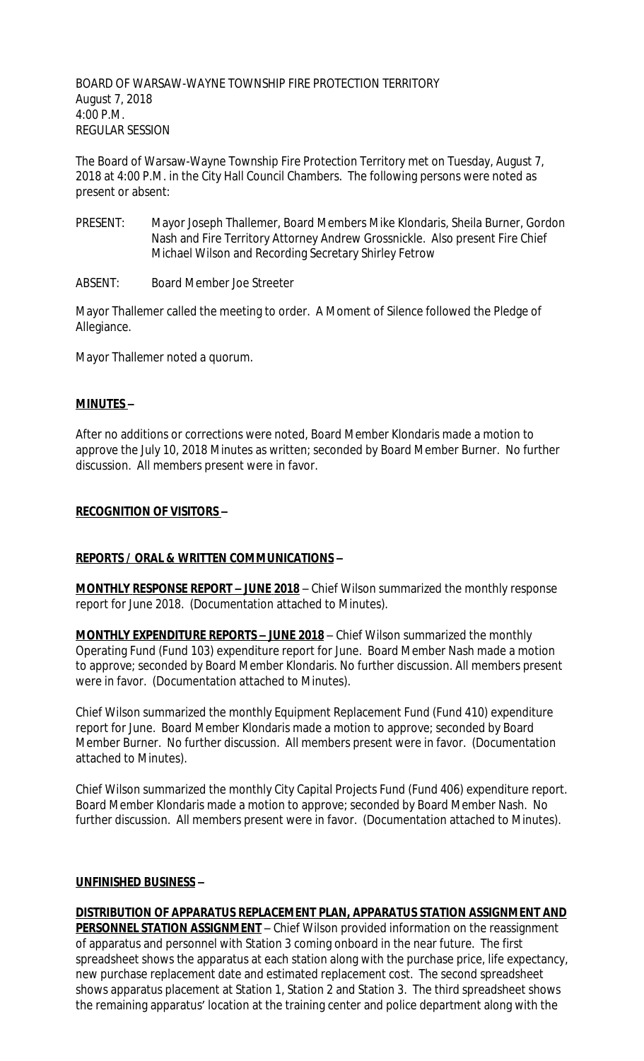BOARD OF WARSAW-WAYNE TOWNSHIP FIRE PROTECTION TERRITORY
August 7, 2018
4:00 P.M.
REGULAR SESSION

The Board of Warsaw-Wayne Township Fire Protection Territory met on Tuesday, August 7, 2018 at 4:00 P.M. in the City Hall Council Chambers. The following persons were noted as present or absent:

PRESENT: Mayor Joseph Thallemer, Board Members Mike Klondaris, Sheila Burner, Gordon Nash and Fire Territory Attorney Andrew Grossnickle. Also present Fire Chief Michael Wilson and Recording Secretary Shirley Fetrow

ABSENT: Board Member Joe Streeter

Mayor Thallemer called the meeting to order. A Moment of Silence followed the Pledge of Allegiance.

Mayor Thallemer noted a quorum.

**MINUTES –**

After no additions or corrections were noted, Board Member Klondaris made a motion to approve the July 10, 2018 Minutes as written; seconded by Board Member Burner. No further discussion. All members present were in favor.

**RECOGNITION OF VISITORS –**

**REPORTS / ORAL & WRITTEN COMMUNICATIONS –**

**MONTHLY RESPONSE REPORT – JUNE 2018** – Chief Wilson summarized the monthly response report for June 2018. (Documentation attached to Minutes).

**MONTHLY EXPENDITURE REPORTS – JUNE 2018** – Chief Wilson summarized the monthly Operating Fund (Fund 103) expenditure report for June. Board Member Nash made a motion to approve; seconded by Board Member Klondaris. No further discussion. All members present were in favor. (Documentation attached to Minutes).

Chief Wilson summarized the monthly Equipment Replacement Fund (Fund 410) expenditure report for June. Board Member Klondaris made a motion to approve; seconded by Board Member Burner. No further discussion. All members present were in favor. (Documentation attached to Minutes).

Chief Wilson summarized the monthly City Capital Projects Fund (Fund 406) expenditure report. Board Member Klondaris made a motion to approve; seconded by Board Member Nash. No further discussion. All members present were in favor. (Documentation attached to Minutes).

**UNFINISHED BUSINESS –**

**DISTRIBUTION OF APPARATUS REPLACEMENT PLAN, APPARATUS STATION ASSIGNMENT AND PERSONNEL STATION ASSIGNMENT** – Chief Wilson provided information on the reassignment of apparatus and personnel with Station 3 coming onboard in the near future. The first spreadsheet shows the apparatus at each station along with the purchase price, life expectancy, new purchase replacement date and estimated replacement cost. The second spreadsheet shows apparatus placement at Station 1, Station 2 and Station 3. The third spreadsheet shows the remaining apparatus' location at the training center and police department along with the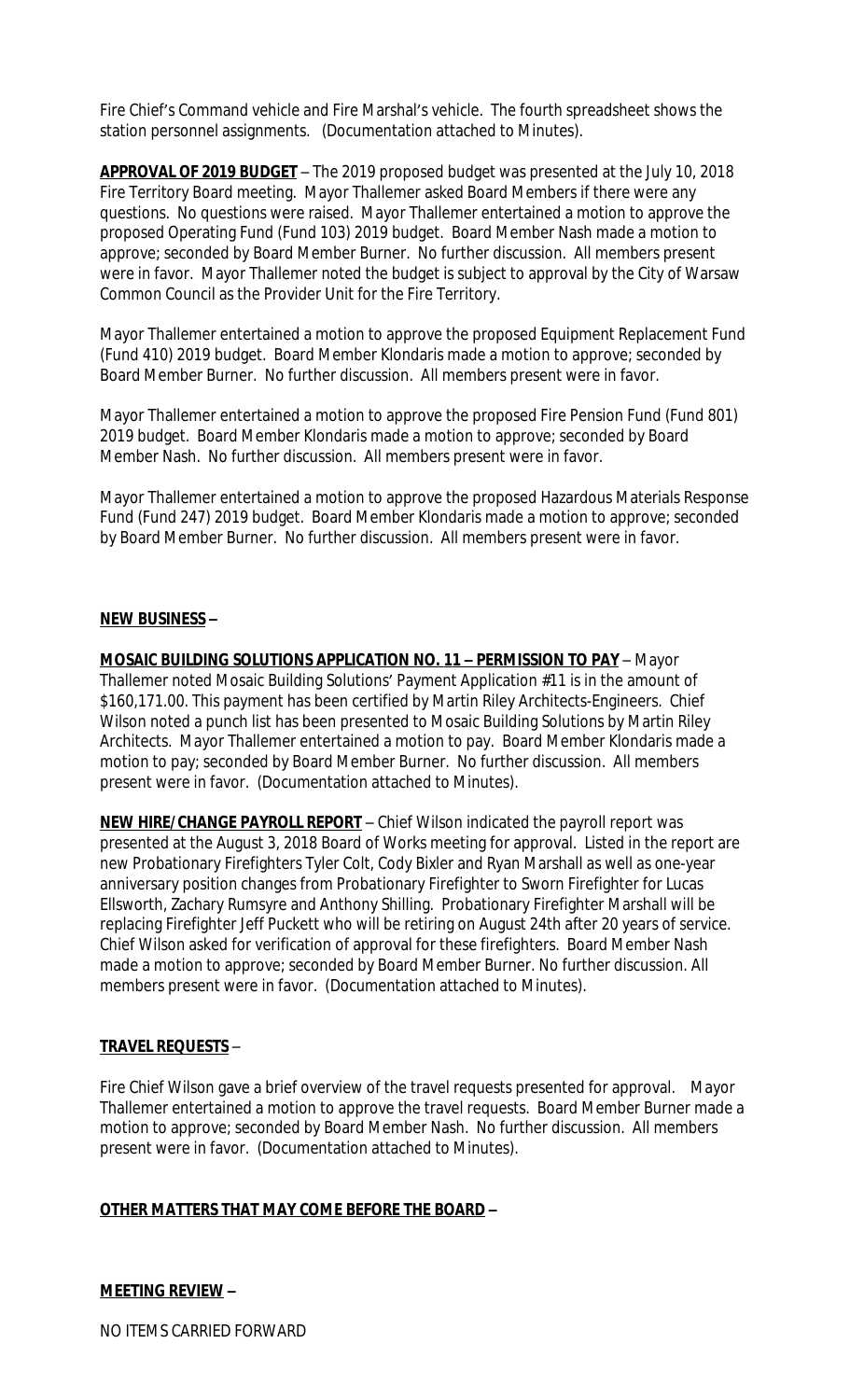Fire Chief's Command vehicle and Fire Marshal's vehicle. The fourth spreadsheet shows the station personnel assignments. (Documentation attached to Minutes).

**APPROVAL OF 2019 BUDGET** – The 2019 proposed budget was presented at the July 10, 2018 Fire Territory Board meeting. Mayor Thallemer asked Board Members if there were any questions. No questions were raised. Mayor Thallemer entertained a motion to approve the proposed Operating Fund (Fund 103) 2019 budget. Board Member Nash made a motion to approve; seconded by Board Member Burner. No further discussion. All members present were in favor. Mayor Thallemer noted the budget is subject to approval by the City of Warsaw Common Council as the Provider Unit for the Fire Territory.

Mayor Thallemer entertained a motion to approve the proposed Equipment Replacement Fund (Fund 410) 2019 budget. Board Member Klondaris made a motion to approve; seconded by Board Member Burner. No further discussion. All members present were in favor.

Mayor Thallemer entertained a motion to approve the proposed Fire Pension Fund (Fund 801) 2019 budget. Board Member Klondaris made a motion to approve; seconded by Board Member Nash. No further discussion. All members present were in favor.

Mayor Thallemer entertained a motion to approve the proposed Hazardous Materials Response Fund (Fund 247) 2019 budget. Board Member Klondaris made a motion to approve; seconded by Board Member Burner. No further discussion. All members present were in favor.

**NEW BUSINESS –**

**MOSAIC BUILDING SOLUTIONS APPLICATION NO. 11 – PERMISSION TO PAY** – Mayor Thallemer noted Mosaic Building Solutions' Payment Application #11 is in the amount of $160,171.00. This payment has been certified by Martin Riley Architects-Engineers. Chief Wilson noted a punch list has been presented to Mosaic Building Solutions by Martin Riley Architects. Mayor Thallemer entertained a motion to pay. Board Member Klondaris made a motion to pay; seconded by Board Member Burner. No further discussion. All members present were in favor. (Documentation attached to Minutes).

**NEW HIRE/CHANGE PAYROLL REPORT** – Chief Wilson indicated the payroll report was presented at the August 3, 2018 Board of Works meeting for approval. Listed in the report are new Probationary Firefighters Tyler Colt, Cody Bixler and Ryan Marshall as well as one-year anniversary position changes from Probationary Firefighter to Sworn Firefighter for Lucas Ellsworth, Zachary Rumsyre and Anthony Shilling. Probationary Firefighter Marshall will be replacing Firefighter Jeff Puckett who will be retiring on August 24th after 20 years of service. Chief Wilson asked for verification of approval for these firefighters. Board Member Nash made a motion to approve; seconded by Board Member Burner. No further discussion. All members present were in favor. (Documentation attached to Minutes).

**TRAVEL REQUESTS** –

Fire Chief Wilson gave a brief overview of the travel requests presented for approval. Mayor Thallemer entertained a motion to approve the travel requests. Board Member Burner made a motion to approve; seconded by Board Member Nash. No further discussion. All members present were in favor. (Documentation attached to Minutes).

**OTHER MATTERS THAT MAY COME BEFORE THE BOARD –**

**MEETING REVIEW –**

NO ITEMS CARRIED FORWARD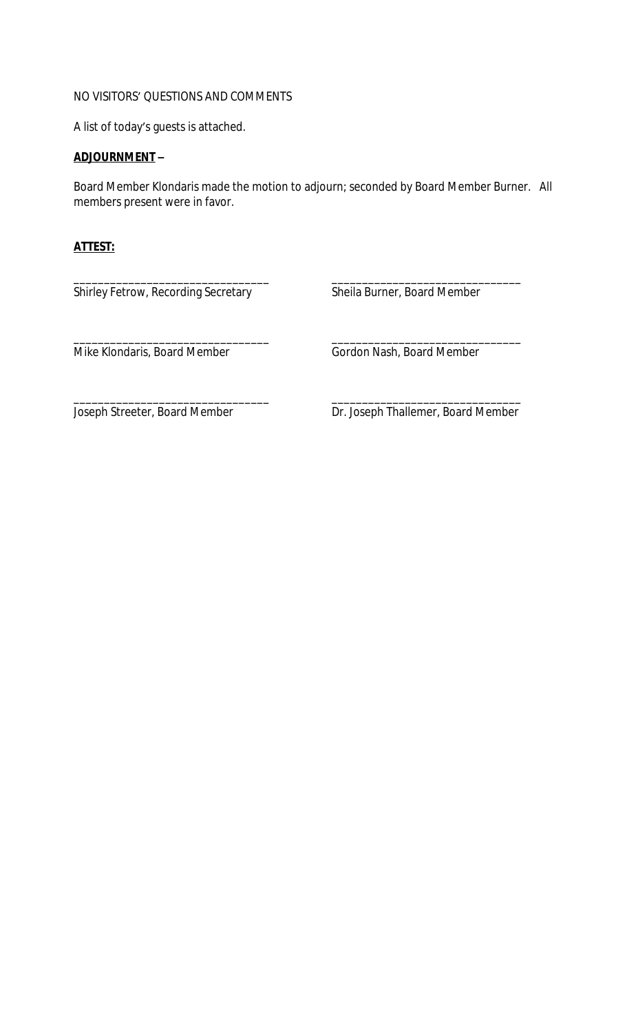NO VISITORS' QUESTIONS AND COMMENTS

A list of today's guests is attached.

**ADJOURNMENT** –

Board Member Klondaris made the motion to adjourn; seconded by Board Member Burner. All members present were in favor.

**ATTEST:**

| | |
|---|---|
| _______________________________ | _______________________________ |
| Shirley Fetrow, Recording Secretary | Sheila Burner, Board Member |
| _______________________________ | _______________________________ |
| Mike Klondaris, Board Member | Gordon Nash, Board Member |
| _______________________________ | _______________________________ |
| Joseph Streeter, Board Member | Dr. Joseph Thallemer, Board Member |